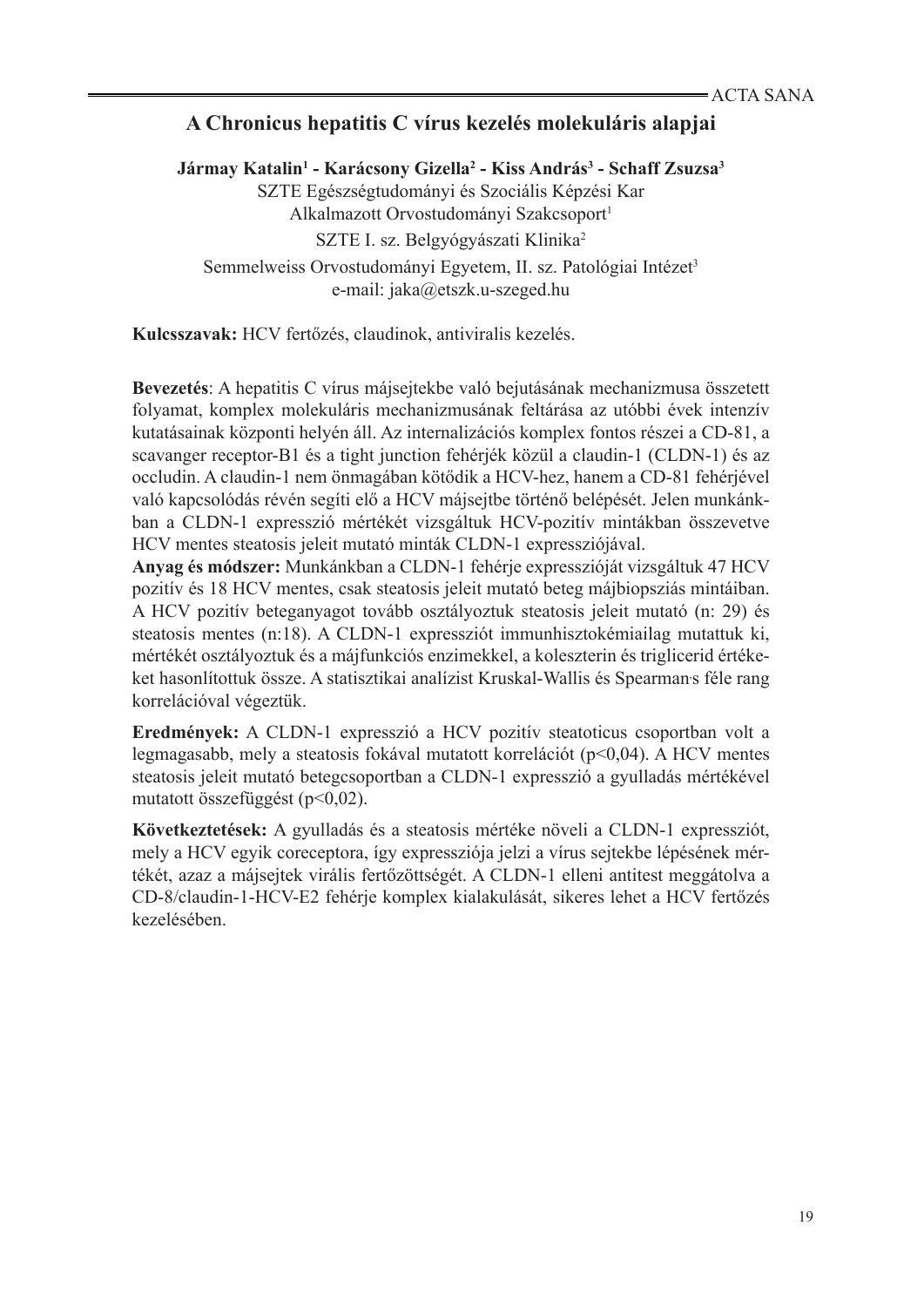# A Chronicus hepatitis C vírus kezelés molekuláris alapjai

**Jármay Katalin[1] - Karácsony Gizella[2] - Kiss András[3] - Schaff Zsuzsa[3]**

SZTE Egészségtudományi és Szociális Képzési Kar
Alkalmazott Orvostudományi Szakcsoport[1]
SZTE I. sz. Belgyógyászati Klinika[2]
Semmelweiss Orvostudományi Egyetem, II. sz. Patológiai Intézet[3]
e-mail: jaka@etszk.u-szeged.hu

**Kulcsszavak:** HCV fertőzés, claudinok, antiviralis kezelés.

**Bevezetés**: A hepatitis C vírus májsejtekbe való bejutásának mechanizmusa összetett folyamat, komplex molekuláris mechanizmusának feltárása az utóbbi évek intenzív kutatásainak központi helyén áll. Az internalizációs komplex fontos részei a CD-81, a scavanger receptor-B1 és a tight junction fehérjék közül a claudin-1 (CLDN-1) és az occludin. A claudin-1 nem önmagában kötődik a HCV-hez, hanem a CD-81 fehérjével való kapcsolódás révén segíti elő a HCV májsejtbe történő belépését. Jelen munkánkban a CLDN-1 expresszió mértékét vizsgáltuk HCV-pozitív mintákban összevetve HCV mentes steatosis jeleit mutató minták CLDN-1 expressziójával.

**Anyag és módszer:** Munkánkban a CLDN-1 fehérje expresszióját vizsgáltuk 47 HCV pozitív és 18 HCV mentes, csak steatosis jeleit mutató beteg májbiopsziás mintáiban. A HCV pozitív beteganyagot tovább osztályoztuk steatosis jeleit mutató (n: 29) és steatosis mentes (n:18). A CLDN-1 expressziót immunhisztokémiailag mutattuk ki, mértékét osztályoztuk és a májfunkciós enzimekkel, a koleszterin és triglicerid értékeket hasonlítottuk össze. A statisztikai analízist Kruskal-Wallis és Spearman·s féle rang korrelációval végeztük.

**Eredmények:** A CLDN-1 expresszió a HCV pozitív steatoticus csoportban volt a legmagasabb, mely a steatosis fokával mutatott korrelációt ($p<0,04$). A HCV mentes steatosis jeleit mutató betegcsoportban a CLDN-1 expresszió a gyulladás mértékével mutatott összefüggést ($p<0,02$).

**Következtetések:** A gyulladás és a steatosis mértéke növeli a CLDN-1 expressziót, mely a HCV egyik coreceptora, így expressziója jelzi a vírus sejtekbe lépésének mértékét, azaz a májsejtek virális fertőzöttségét. A CLDN-1 elleni antitest meggátolva a CD-8/claudin-1-HCV-E2 fehérje komplex kialakulását, sikeres lehet a HCV fertőzés kezelésében.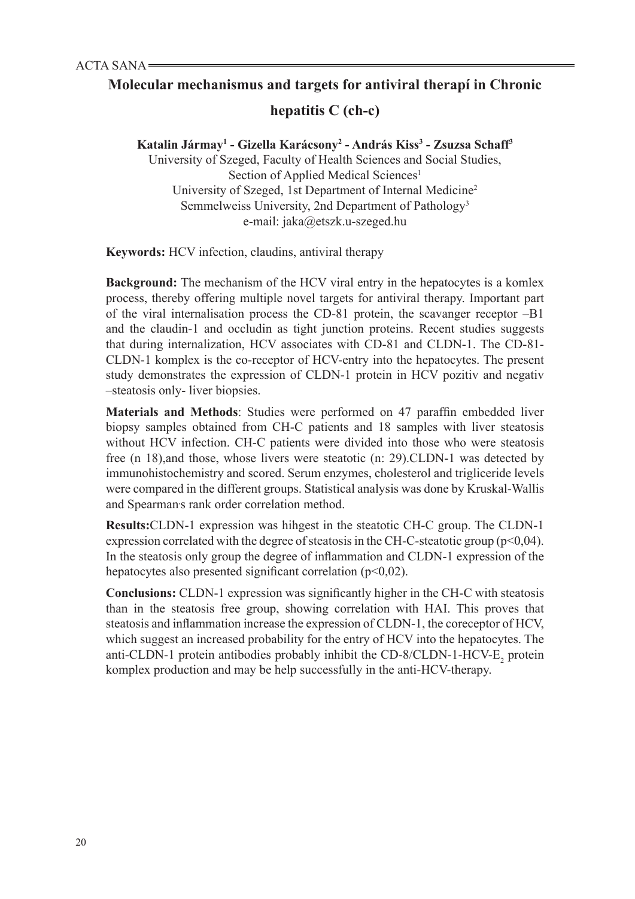# Molecular mechanismus and targets for antiviral therapí in Chronic hepatitis C (ch-c)

**Katalin Jármay[1] - Gizella Karácsony[2] - András Kiss[3] - Zsuzsa Schaff[3]**

University of Szeged, Faculty of Health Sciences and Social Studies, Section of Applied Medical Sciences[1]

University of Szeged, 1st Department of Internal Medicine[2]

Semmelweiss University, 2nd Department of Pathology[3]

e-mail: jaka@etszk.u-szeged.hu

**Keywords:** HCV infection, claudins, antiviral therapy

**Background:** The mechanism of the HCV viral entry in the hepatocytes is a komlex process, thereby offering multiple novel targets for antiviral therapy. Important part of the viral internalisation process the CD-81 protein, the scavanger receptor –B1 and the claudin-1 and occludin as tight junction proteins. Recent studies suggests that during internalization, HCV associates with CD-81 and CLDN-1. The CD-81-CLDN-1 komplex is the co-receptor of HCV-entry into the hepatocytes. The present study demonstrates the expression of CLDN-1 protein in HCV pozitiv and negativ –steatosis only- liver biopsies.

**Materials and Methods**: Studies were performed on 47 paraffin embedded liver biopsy samples obtained from CH-C patients and 18 samples with liver steatosis without HCV infection. CH-C patients were divided into those who were steatosis free (n 18),and those, whose livers were steatotic (n: 29).CLDN-1 was detected by immunohistochemistry and scored. Serum enzymes, cholesterol and trigliceride levels were compared in the different groups. Statistical analysis was done by Kruskal-Wallis and Spearman,s rank order correlation method.

**Results:**CLDN-1 expression was hihgest in the steatotic CH-C group. The CLDN-1 expression correlated with the degree of steatosis in the CH-C-steatotic group ($p<0,04$). In the steatosis only group the degree of inflammation and CLDN-1 expression of the hepatocytes also presented significant correlation ($p<0,02$).

**Conclusions:** CLDN-1 expression was significantly higher in the CH-C with steatosis than in the steatosis free group, showing correlation with HAI. This proves that steatosis and inflammation increase the expression of CLDN-1, the coreceptor of HCV, which suggest an increased probability for the entry of HCV into the hepatocytes. The anti-CLDN-1 protein antibodies probably inhibit the CD-8/CLDN-1-HCV-$E_2$ protein komplex production and may be help successfully in the anti-HCV-therapy.